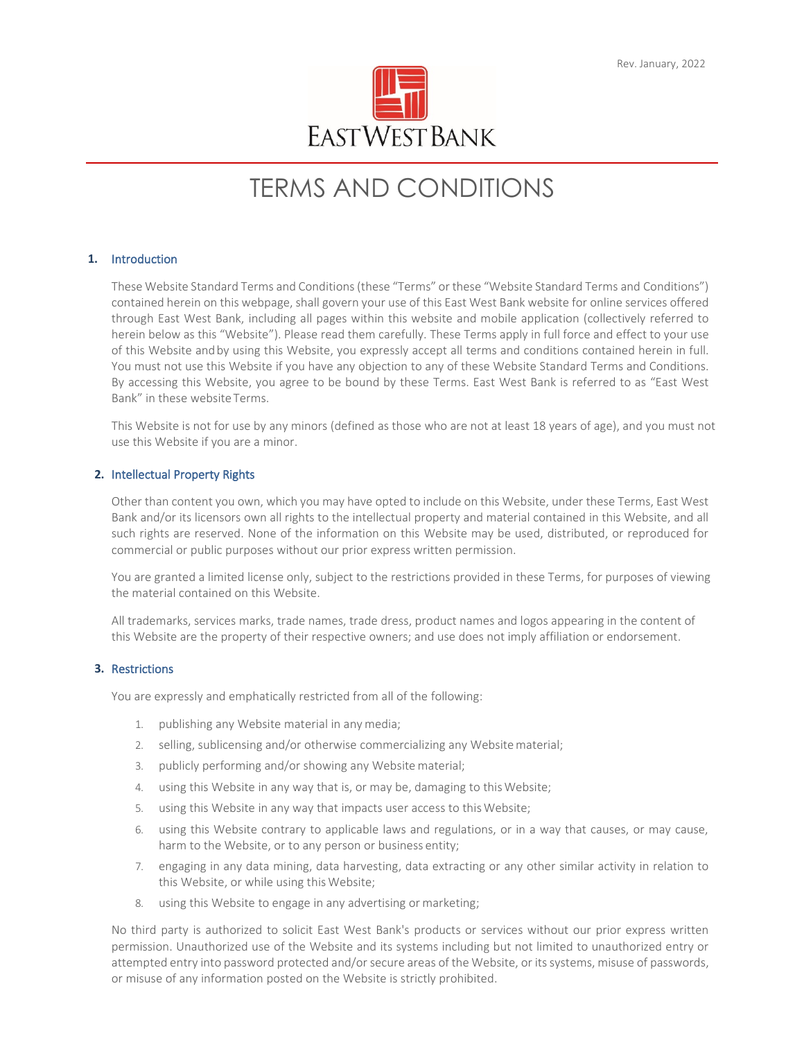Rev. January, 2022

EAST WEST BANK

# TERMS AND CONDITIONS

## 1. Introduction

These Website Standard Terms and Conditions (these "Terms" or these "Website Standard Terms and Conditions") contained herein on this webpage, shall govern your use of this East West Bank website for online services offered through East West Bank, including all pages within this website and mobile application (collectively referred to herein below as this "Website"). Please read them carefully. These Terms apply in full force and effect to your use of this Website and by using this Website, you expressly accept all terms and conditions contained herein in full. You must not use this Website if you have any objection to any of these Website Standard Terms and Conditions. By accessing this Website, you agree to be bound by these Terms. East West Bank is referred to as "East West Bank" in these website Terms.

This Website is not for use by any minors (defined as those who are not at least 18 years of age), and you must not use this Website if you are a minor.

## 2. Intellectual Property Rights

Other than content you own, which you may have opted to include on this Website, under these Terms, East West Bank and/or its licensors own all rights to the intellectual property and material contained in this Website, and all such rights are reserved. None of the information on this Website may be used, distributed, or reproduced for commercial or public purposes without our prior express written permission.

You are granted a limited license only, subject to the restrictions provided in these Terms, for purposes of viewing the material contained on this Website.

All trademarks, services marks, trade names, trade dress, product names and logos appearing in the content of this Website are the property of their respective owners; and use does not imply affiliation or endorsement.

## 3. Restrictions

You are expressly and emphatically restricted from all of the following:

1. publishing any Website material in any media;
2. selling, sublicensing and/or otherwise commercializing any Website material;
3. publicly performing and/or showing any Website material;
4. using this Website in any way that is, or may be, damaging to this Website;
5. using this Website in any way that impacts user access to this Website;
6. using this Website contrary to applicable laws and regulations, or in a way that causes, or may cause, harm to the Website, or to any person or business entity;
7. engaging in any data mining, data harvesting, data extracting or any other similar activity in relation to this Website, or while using this Website;
8. using this Website to engage in any advertising or marketing;

No third party is authorized to solicit East West Bank's products or services without our prior express written permission. Unauthorized use of the Website and its systems including but not limited to unauthorized entry or attempted entry into password protected and/or secure areas of the Website, or its systems, misuse of passwords, or misuse of any information posted on the Website is strictly prohibited.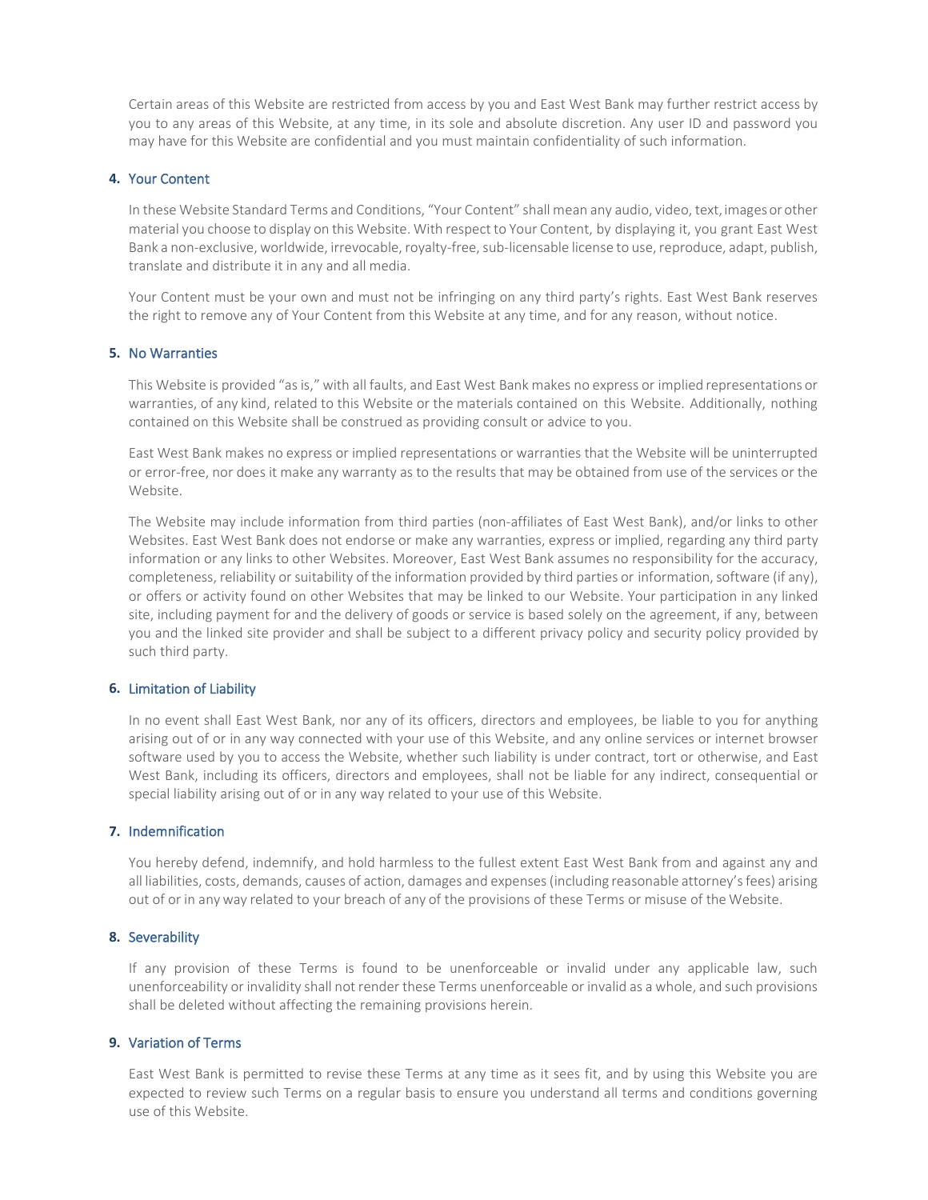Certain areas of this Website are restricted from access by you and East West Bank may further restrict access by you to any areas of this Website, at any time, in its sole and absolute discretion. Any user ID and password you may have for this Website are confidential and you must maintain confidentiality of such information.

## 4. Your Content

In these Website Standard Terms and Conditions, "Your Content" shall mean any audio, video, text, images or other material you choose to display on this Website. With respect to Your Content, by displaying it, you grant East West Bank a non-exclusive, worldwide, irrevocable, royalty-free, sub-licensable license to use, reproduce, adapt, publish, translate and distribute it in any and all media.

Your Content must be your own and must not be infringing on any third party's rights. East West Bank reserves the right to remove any of Your Content from this Website at any time, and for any reason, without notice.

## 5. No Warranties

This Website is provided "as is," with all faults, and East West Bank makes no express or implied representations or warranties, of any kind, related to this Website or the materials contained on this Website. Additionally, nothing contained on this Website shall be construed as providing consult or advice to you.

East West Bank makes no express or implied representations or warranties that the Website will be uninterrupted or error-free, nor does it make any warranty as to the results that may be obtained from use of the services or the Website.

The Website may include information from third parties (non-affiliates of East West Bank), and/or links to other Websites. East West Bank does not endorse or make any warranties, express or implied, regarding any third party information or any links to other Websites. Moreover, East West Bank assumes no responsibility for the accuracy, completeness, reliability or suitability of the information provided by third parties or information, software (if any), or offers or activity found on other Websites that may be linked to our Website. Your participation in any linked site, including payment for and the delivery of goods or service is based solely on the agreement, if any, between you and the linked site provider and shall be subject to a different privacy policy and security policy provided by such third party.

## 6. Limitation of Liability

In no event shall East West Bank, nor any of its officers, directors and employees, be liable to you for anything arising out of or in any way connected with your use of this Website, and any online services or internet browser software used by you to access the Website, whether such liability is under contract, tort or otherwise, and East West Bank, including its officers, directors and employees, shall not be liable for any indirect, consequential or special liability arising out of or in any way related to your use of this Website.

## 7. Indemnification

You hereby defend, indemnify, and hold harmless to the fullest extent East West Bank from and against any and all liabilities, costs, demands, causes of action, damages and expenses (including reasonable attorney's fees) arising out of or in any way related to your breach of any of the provisions of these Terms or misuse of the Website.

## 8. Severability

If any provision of these Terms is found to be unenforceable or invalid under any applicable law, such unenforceability or invalidity shall not render these Terms unenforceable or invalid as a whole, and such provisions shall be deleted without affecting the remaining provisions herein.

## 9. Variation of Terms

East West Bank is permitted to revise these Terms at any time as it sees fit, and by using this Website you are expected to review such Terms on a regular basis to ensure you understand all terms and conditions governing use of this Website.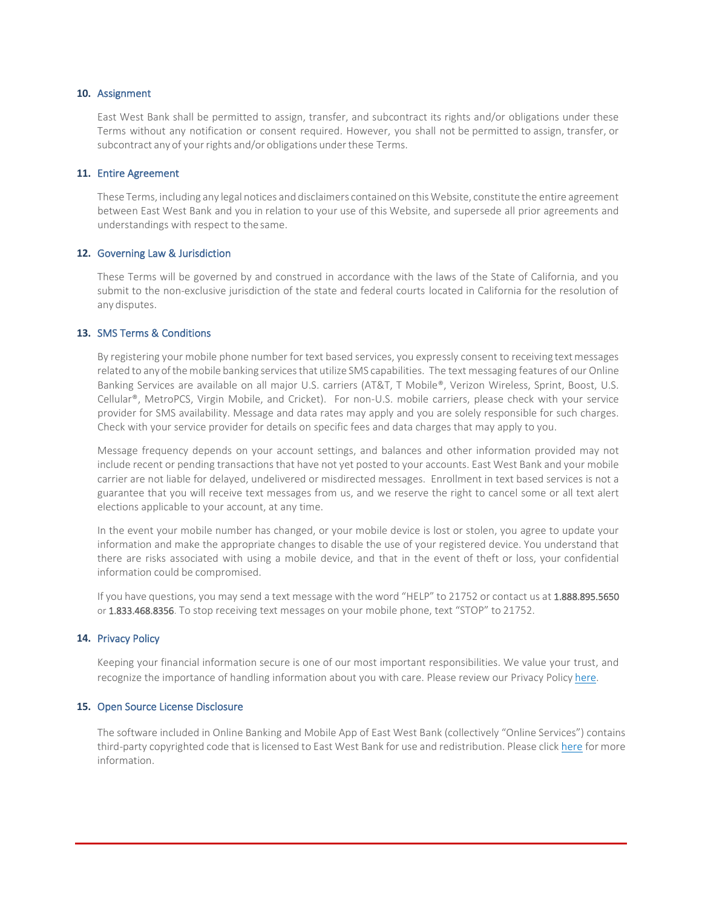## 10. Assignment

East West Bank shall be permitted to assign, transfer, and subcontract its rights and/or obligations under these Terms without any notification or consent required. However, you shall not be permitted to assign, transfer, or subcontract any of your rights and/or obligations under these Terms.

## 11. Entire Agreement

These Terms, including any legal notices and disclaimers contained on this Website, constitute the entire agreement between East West Bank and you in relation to your use of this Website, and supersede all prior agreements and understandings with respect to the same.

## 12. Governing Law & Jurisdiction

These Terms will be governed by and construed in accordance with the laws of the State of California, and you submit to the non-exclusive jurisdiction of the state and federal courts located in California for the resolution of any disputes.

## 13. SMS Terms & Conditions

By registering your mobile phone number for text based services, you expressly consent to receiving text messages related to any of the mobile banking services that utilize SMS capabilities. The text messaging features of our Online Banking Services are available on all major U.S. carriers (AT&T, T Mobile®, Verizon Wireless, Sprint, Boost, U.S. Cellular®, MetroPCS, Virgin Mobile, and Cricket). For non-U.S. mobile carriers, please check with your service provider for SMS availability. Message and data rates may apply and you are solely responsible for such charges. Check with your service provider for details on specific fees and data charges that may apply to you.

Message frequency depends on your account settings, and balances and other information provided may not include recent or pending transactions that have not yet posted to your accounts. East West Bank and your mobile carrier are not liable for delayed, undelivered or misdirected messages. Enrollment in text based services is not a guarantee that you will receive text messages from us, and we reserve the right to cancel some or all text alert elections applicable to your account, at any time.

In the event your mobile number has changed, or your mobile device is lost or stolen, you agree to update your information and make the appropriate changes to disable the use of your registered device. You understand that there are risks associated with using a mobile device, and that in the event of theft or loss, your confidential information could be compromised.

If you have questions, you may send a text message with the word "HELP" to 21752 or contact us at 1.888.895.5650 or 1.833.468.8356. To stop receiving text messages on your mobile phone, text "STOP" to 21752.

## 14. Privacy Policy

Keeping your financial information secure is one of our most important responsibilities. We value your trust, and recognize the importance of handling information about you with care. Please review our Privacy Policy here.

## 15. Open Source License Disclosure

The software included in Online Banking and Mobile App of East West Bank (collectively "Online Services") contains third-party copyrighted code that is licensed to East West Bank for use and redistribution. Please click here for more information.